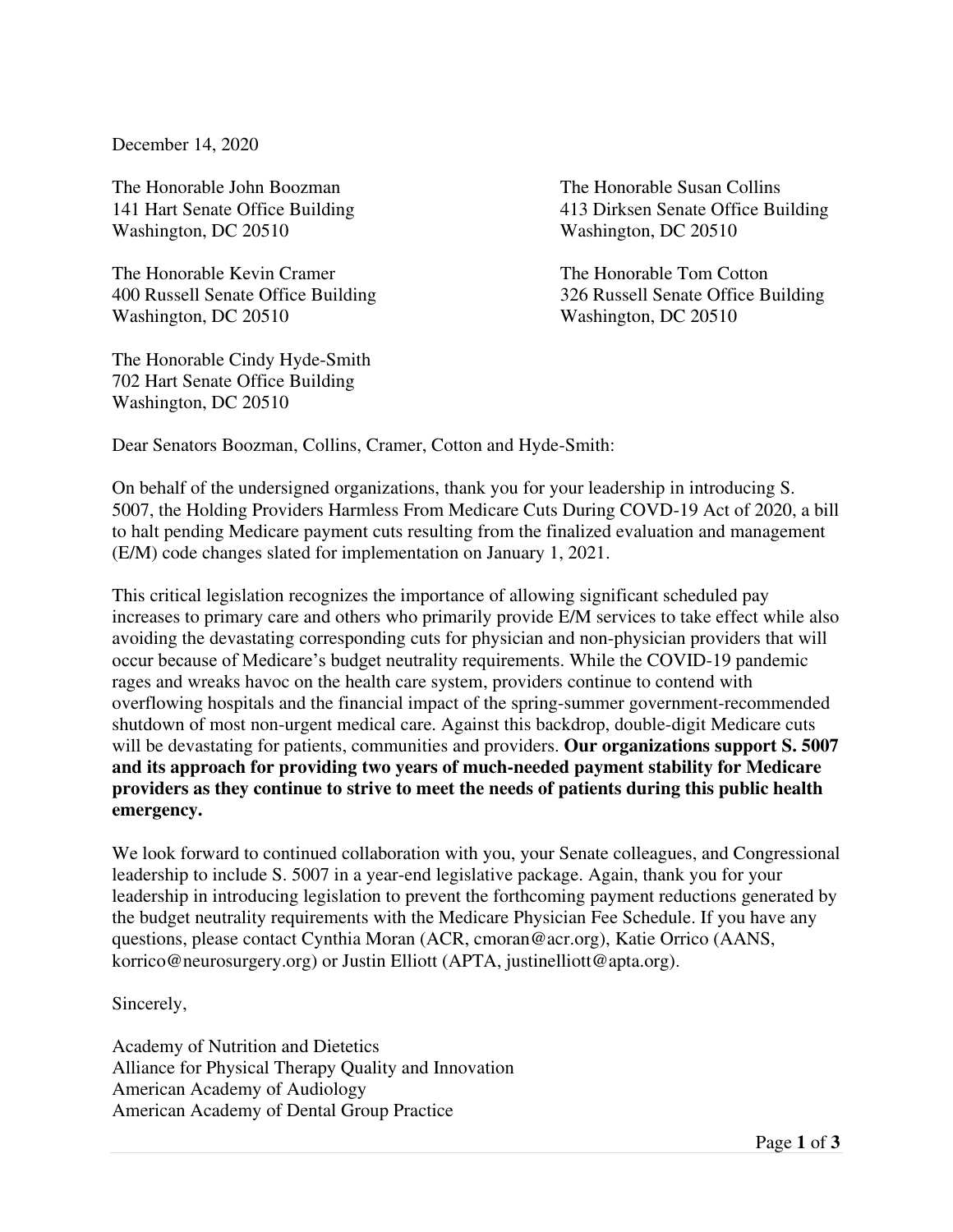December 14, 2020

The Honorable John Boozman
141 Hart Senate Office Building
Washington, DC 20510

The Honorable Susan Collins
413 Dirksen Senate Office Building
Washington, DC 20510

The Honorable Kevin Cramer
400 Russell Senate Office Building
Washington, DC 20510

The Honorable Tom Cotton
326 Russell Senate Office Building
Washington, DC 20510

The Honorable Cindy Hyde-Smith
702 Hart Senate Office Building
Washington, DC 20510

Dear Senators Boozman, Collins, Cramer, Cotton and Hyde-Smith:

On behalf of the undersigned organizations, thank you for your leadership in introducing S. 5007, the Holding Providers Harmless From Medicare Cuts During COVD-19 Act of 2020, a bill to halt pending Medicare payment cuts resulting from the finalized evaluation and management (E/M) code changes slated for implementation on January 1, 2021.

This critical legislation recognizes the importance of allowing significant scheduled pay increases to primary care and others who primarily provide E/M services to take effect while also avoiding the devastating corresponding cuts for physician and non-physician providers that will occur because of Medicare's budget neutrality requirements. While the COVID-19 pandemic rages and wreaks havoc on the health care system, providers continue to contend with overflowing hospitals and the financial impact of the spring-summer government-recommended shutdown of most non-urgent medical care. Against this backdrop, double-digit Medicare cuts will be devastating for patients, communities and providers. **Our organizations support S. 5007 and its approach for providing two years of much-needed payment stability for Medicare providers as they continue to strive to meet the needs of patients during this public health emergency.**

We look forward to continued collaboration with you, your Senate colleagues, and Congressional leadership to include S. 5007 in a year-end legislative package. Again, thank you for your leadership in introducing legislation to prevent the forthcoming payment reductions generated by the budget neutrality requirements with the Medicare Physician Fee Schedule. If you have any questions, please contact Cynthia Moran (ACR, cmoran@acr.org), Katie Orrico (AANS, korrico@neurosurgery.org) or Justin Elliott (APTA, justinelliott@apta.org).

Sincerely,

Academy of Nutrition and Dietetics
Alliance for Physical Therapy Quality and Innovation
American Academy of Audiology
American Academy of Dental Group Practice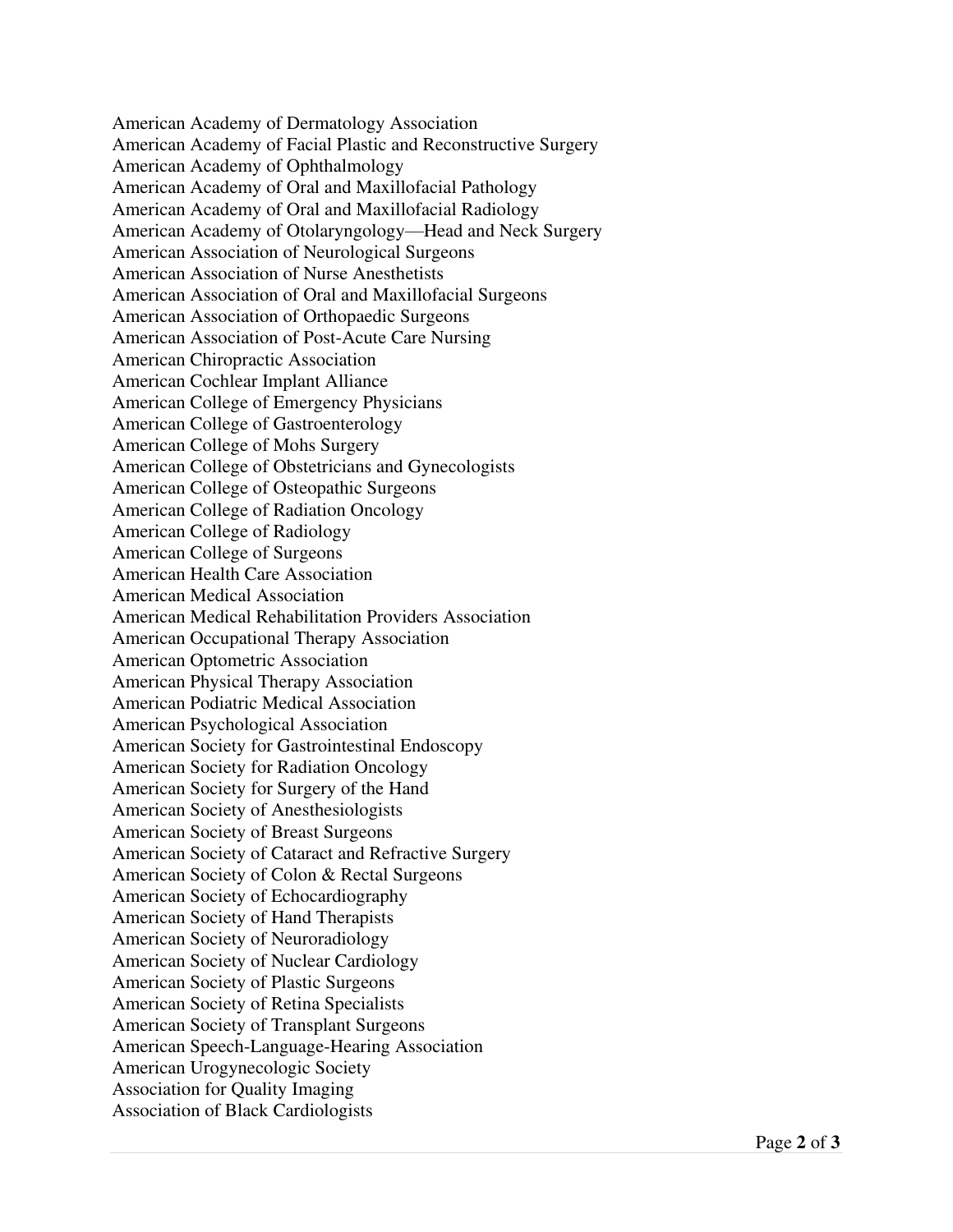American Academy of Dermatology Association
American Academy of Facial Plastic and Reconstructive Surgery
American Academy of Ophthalmology
American Academy of Oral and Maxillofacial Pathology
American Academy of Oral and Maxillofacial Radiology
American Academy of Otolaryngology—Head and Neck Surgery
American Association of Neurological Surgeons
American Association of Nurse Anesthetists
American Association of Oral and Maxillofacial Surgeons
American Association of Orthopaedic Surgeons
American Association of Post-Acute Care Nursing
American Chiropractic Association
American Cochlear Implant Alliance
American College of Emergency Physicians
American College of Gastroenterology
American College of Mohs Surgery
American College of Obstetricians and Gynecologists
American College of Osteopathic Surgeons
American College of Radiation Oncology
American College of Radiology
American College of Surgeons
American Health Care Association
American Medical Association
American Medical Rehabilitation Providers Association
American Occupational Therapy Association
American Optometric Association
American Physical Therapy Association
American Podiatric Medical Association
American Psychological Association
American Society for Gastrointestinal Endoscopy
American Society for Radiation Oncology
American Society for Surgery of the Hand
American Society of Anesthesiologists
American Society of Breast Surgeons
American Society of Cataract and Refractive Surgery
American Society of Colon & Rectal Surgeons
American Society of Echocardiography
American Society of Hand Therapists
American Society of Neuroradiology
American Society of Nuclear Cardiology
American Society of Plastic Surgeons
American Society of Retina Specialists
American Society of Transplant Surgeons
American Speech-Language-Hearing Association
American Urogynecologic Society
Association for Quality Imaging
Association of Black Cardiologists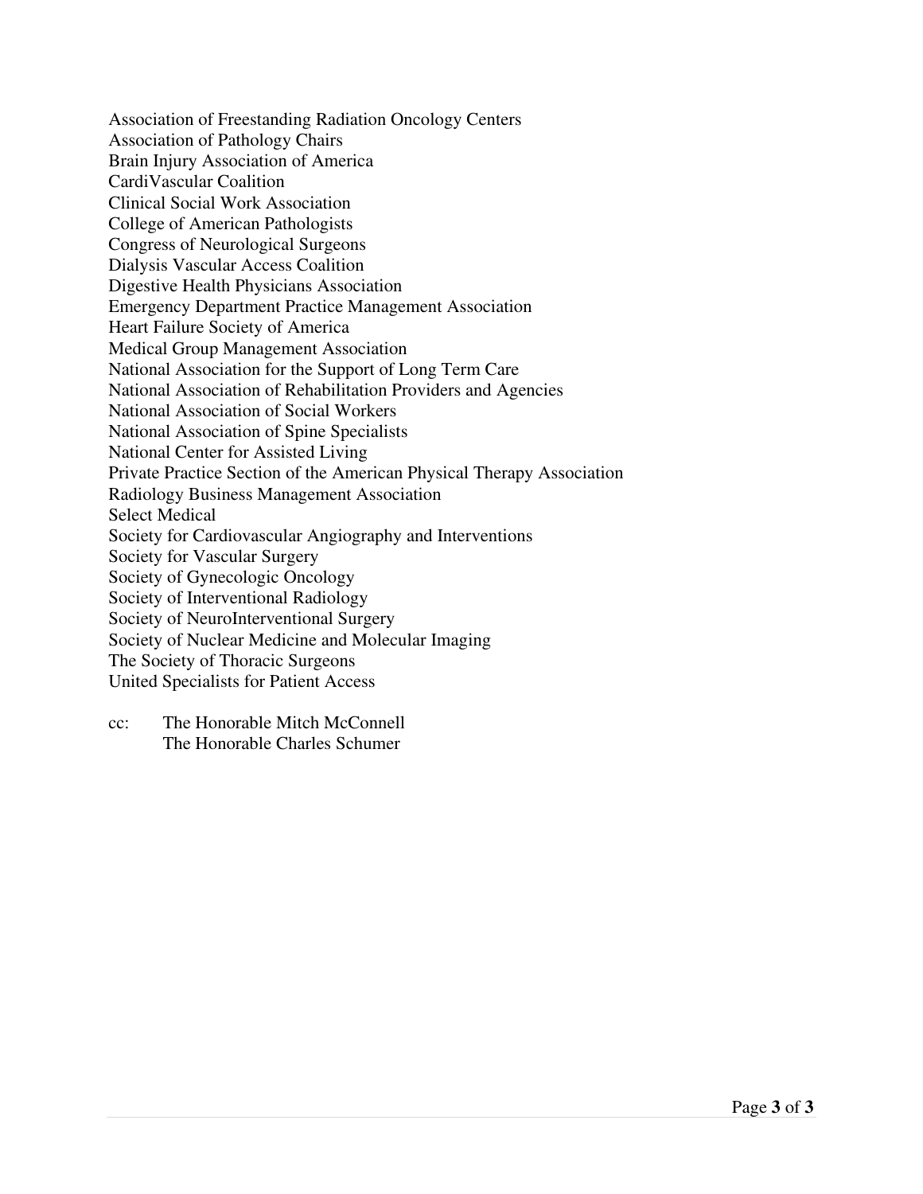Association of Freestanding Radiation Oncology Centers
Association of Pathology Chairs
Brain Injury Association of America
CardiVascular Coalition
Clinical Social Work Association
College of American Pathologists
Congress of Neurological Surgeons
Dialysis Vascular Access Coalition
Digestive Health Physicians Association
Emergency Department Practice Management Association
Heart Failure Society of America
Medical Group Management Association
National Association for the Support of Long Term Care
National Association of Rehabilitation Providers and Agencies
National Association of Social Workers
National Association of Spine Specialists
National Center for Assisted Living
Private Practice Section of the American Physical Therapy Association
Radiology Business Management Association
Select Medical
Society for Cardiovascular Angiography and Interventions
Society for Vascular Surgery
Society of Gynecologic Oncology
Society of Interventional Radiology
Society of NeuroInterventional Surgery
Society of Nuclear Medicine and Molecular Imaging
The Society of Thoracic Surgeons
United Specialists for Patient Access

cc: The Honorable Mitch McConnell
The Honorable Charles Schumer